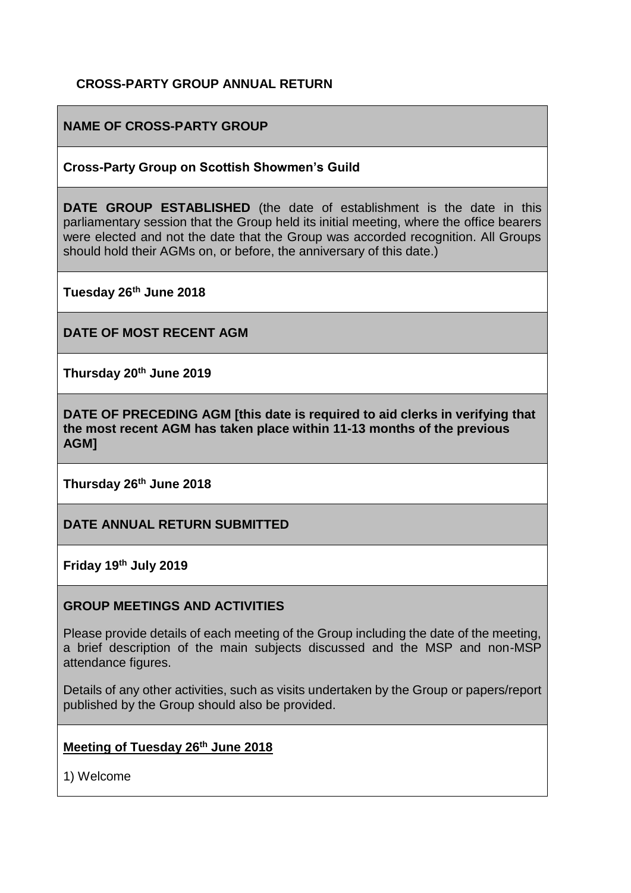**CROSS-PARTY GROUP ANNUAL RETURN**

**NAME OF CROSS-PARTY GROUP**

**Cross-Party Group on Scottish Showmen's Guild**

**DATE GROUP ESTABLISHED** (the date of establishment is the date in this parliamentary session that the Group held its initial meeting, where the office bearers were elected and not the date that the Group was accorded recognition. All Groups should hold their AGMs on, or before, the anniversary of this date.)

**Tuesday 26th June 2018**

**DATE OF MOST RECENT AGM**

**Thursday 20th June 2019**

**DATE OF PRECEDING AGM [this date is required to aid clerks in verifying that the most recent AGM has taken place within 11-13 months of the previous AGM]**

**Thursday 26th June 2018**

**DATE ANNUAL RETURN SUBMITTED**

**Friday 19th July 2019**

**GROUP MEETINGS AND ACTIVITIES**

Please provide details of each meeting of the Group including the date of the meeting, a brief description of the main subjects discussed and the MSP and non-MSP attendance figures.

Details of any other activities, such as visits undertaken by the Group or papers/report published by the Group should also be provided.

**Meeting of Tuesday 26th June 2018**

1) Welcome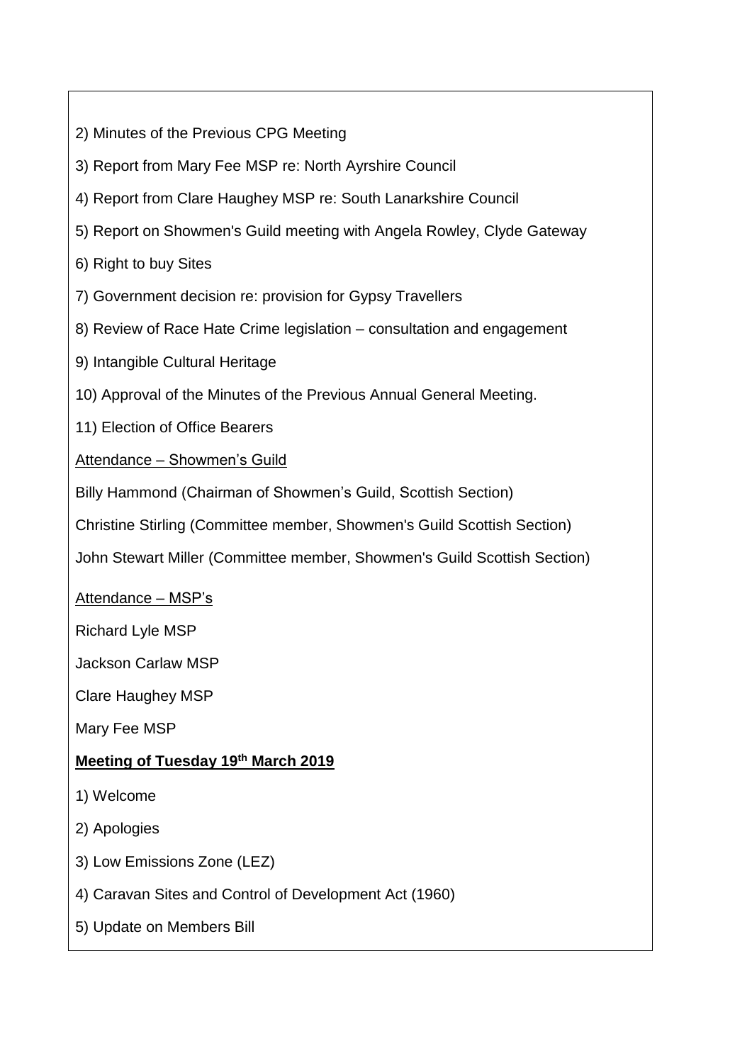2) Minutes of the Previous CPG Meeting

3) Report from Mary Fee MSP re: North Ayrshire Council

4) Report from Clare Haughey MSP re: South Lanarkshire Council

5) Report on Showmen's Guild meeting with Angela Rowley, Clyde Gateway

6) Right to buy Sites

7) Government decision re: provision for Gypsy Travellers

8) Review of Race Hate Crime legislation – consultation and engagement

9) Intangible Cultural Heritage

10) Approval of the Minutes of the Previous Annual General Meeting.

11) Election of Office Bearers

Attendance – Showmen's Guild

Billy Hammond (Chairman of Showmen's Guild, Scottish Section)

Christine Stirling (Committee member, Showmen's Guild Scottish Section)

John Stewart Miller (Committee member, Showmen's Guild Scottish Section)

Attendance – MSP's

Richard Lyle MSP

Jackson Carlaw MSP

Clare Haughey MSP

Mary Fee MSP

**Meeting of Tuesday 19th March 2019**

1) Welcome

2) Apologies

3) Low Emissions Zone (LEZ)

4) Caravan Sites and Control of Development Act (1960)

5) Update on Members Bill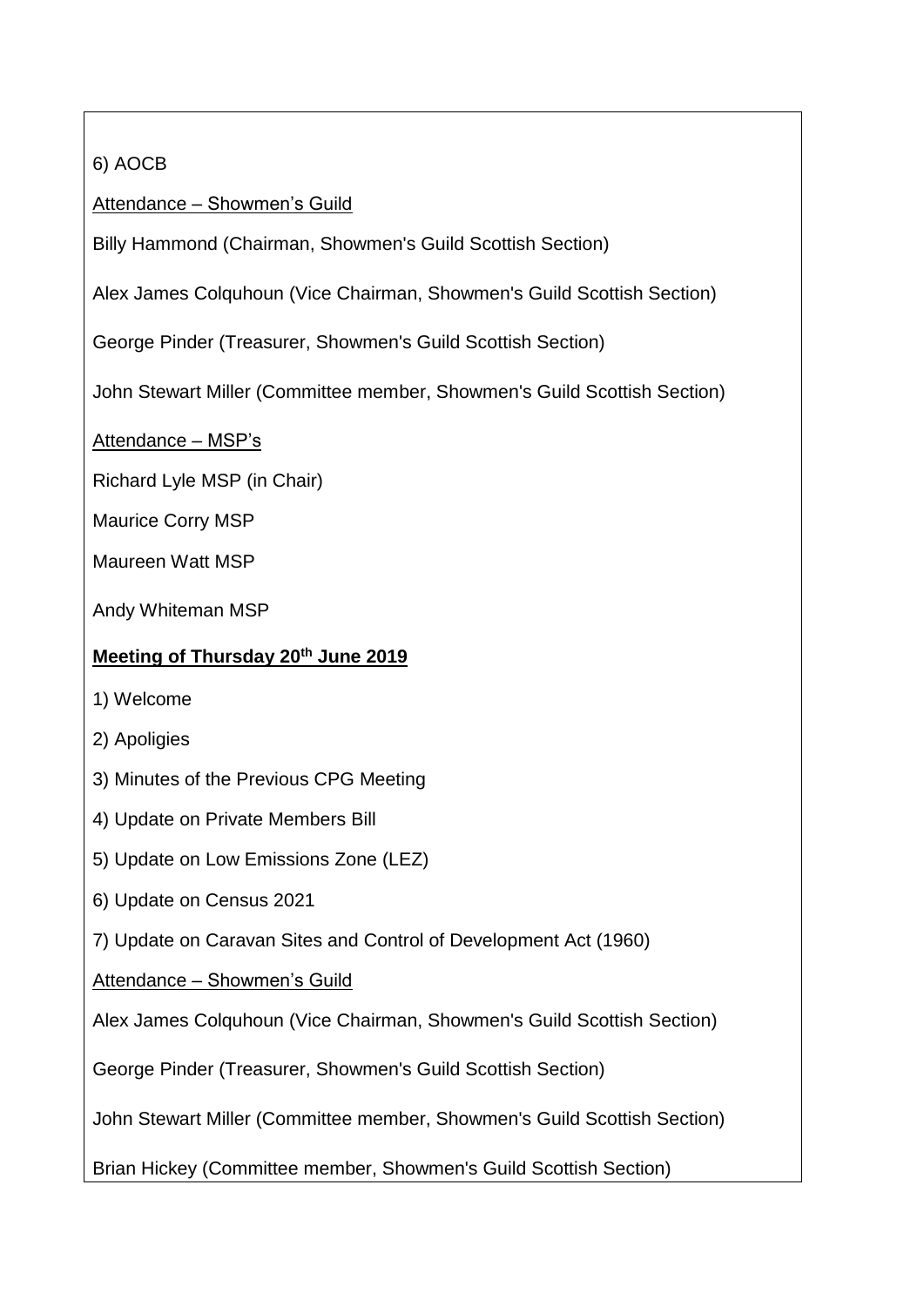6) AOCB

Attendance – Showmen's Guild

Billy Hammond (Chairman, Showmen's Guild Scottish Section)

Alex James Colquhoun (Vice Chairman, Showmen's Guild Scottish Section)

George Pinder (Treasurer, Showmen's Guild Scottish Section)

John Stewart Miller (Committee member, Showmen's Guild Scottish Section)

Attendance – MSP's

Richard Lyle MSP (in Chair)

Maurice Corry MSP

Maureen Watt MSP

Andy Whiteman MSP

**Meeting of Thursday 20th June 2019**

1) Welcome

2) Apoligies

3) Minutes of the Previous CPG Meeting

4) Update on Private Members Bill

5) Update on Low Emissions Zone (LEZ)

6) Update on Census 2021

7) Update on Caravan Sites and Control of Development Act (1960)

Attendance – Showmen's Guild

Alex James Colquhoun (Vice Chairman, Showmen's Guild Scottish Section)

George Pinder (Treasurer, Showmen's Guild Scottish Section)

John Stewart Miller (Committee member, Showmen's Guild Scottish Section)

Brian Hickey (Committee member, Showmen's Guild Scottish Section)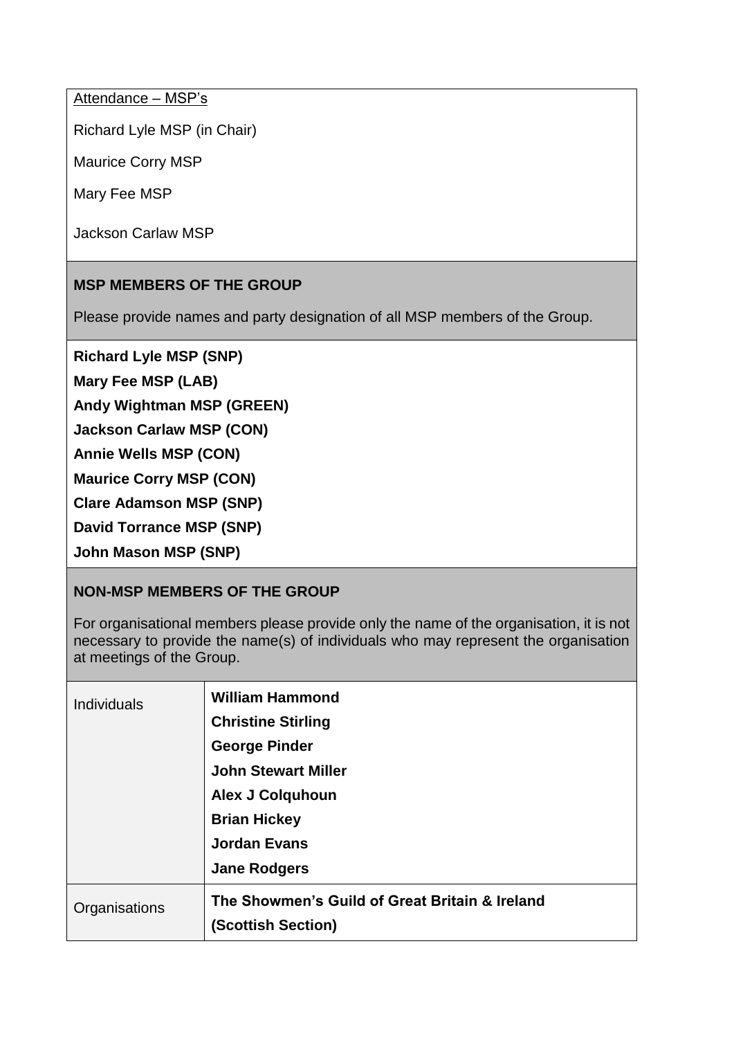Attendance – MSP's

Richard Lyle MSP (in Chair)

Maurice Corry MSP

Mary Fee MSP

Jackson Carlaw MSP

## MSP MEMBERS OF THE GROUP

Please provide names and party designation of all MSP members of the Group.

**Richard Lyle MSP (SNP)**

**Mary Fee MSP (LAB)**

**Andy Wightman MSP (GREEN)**

**Jackson Carlaw MSP (CON)**

**Annie Wells MSP (CON)**

**Maurice Corry MSP (CON)**

**Clare Adamson MSP (SNP)**

**David Torrance MSP (SNP)**

**John Mason MSP (SNP)**

## NON-MSP MEMBERS OF THE GROUP

For organisational members please provide only the name of the organisation, it is not necessary to provide the name(s) of individuals who may represent the organisation at meetings of the Group.

| | |
|---|---|
| Individuals | **William Hammond**<br>**Christine Stirling**<br>**George Pinder**<br>**John Stewart Miller**<br>**Alex J Colquhoun**<br>**Brian Hickey**<br>**Jordan Evans**<br>**Jane Rodgers** |
| Organisations | **The Showmen's Guild of Great Britain & Ireland (Scottish Section)** |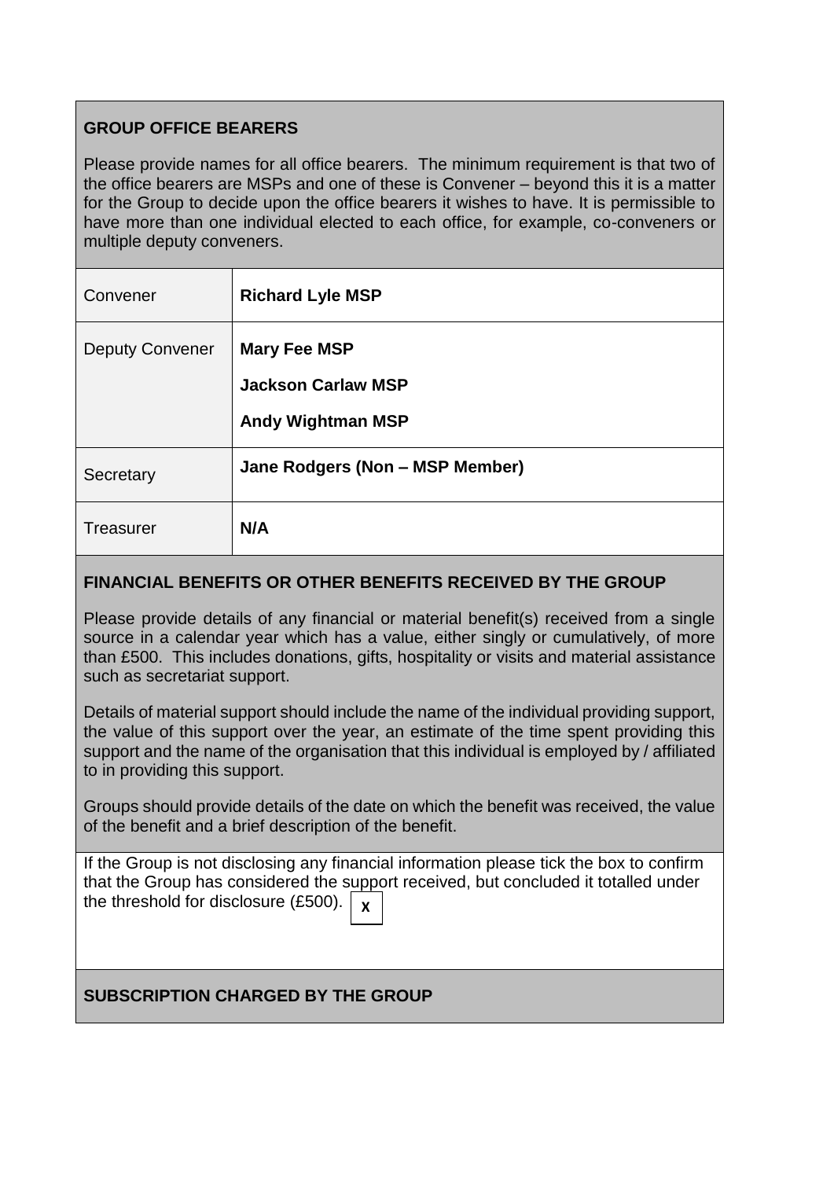## GROUP OFFICE BEARERS

Please provide names for all office bearers. The minimum requirement is that two of the office bearers are MSPs and one of these is Convener – beyond this it is a matter for the Group to decide upon the office bearers it wishes to have. It is permissible to have more than one individual elected to each office, for example, co-conveners or multiple deputy conveners.

| | |
|---|---|
| Convener | **Richard Lyle MSP** |
| Deputy Convener | **Mary Fee MSP**<br>**Jackson Carlaw MSP**<br>**Andy Wightman MSP** |
| Secretary | **Jane Rodgers (Non – MSP Member)** |
| Treasurer | **N/A** |

## FINANCIAL BENEFITS OR OTHER BENEFITS RECEIVED BY THE GROUP

Please provide details of any financial or material benefit(s) received from a single source in a calendar year which has a value, either singly or cumulatively, of more than £500. This includes donations, gifts, hospitality or visits and material assistance such as secretariat support.

Details of material support should include the name of the individual providing support, the value of this support over the year, an estimate of the time spent providing this support and the name of the organisation that this individual is employed by / affiliated to in providing this support.

Groups should provide details of the date on which the benefit was received, the value of the benefit and a brief description of the benefit.

If the Group is not disclosing any financial information please tick the box to confirm that the Group has considered the support received, but concluded it totalled under the threshold for disclosure (£500). [X]

## SUBSCRIPTION CHARGED BY THE GROUP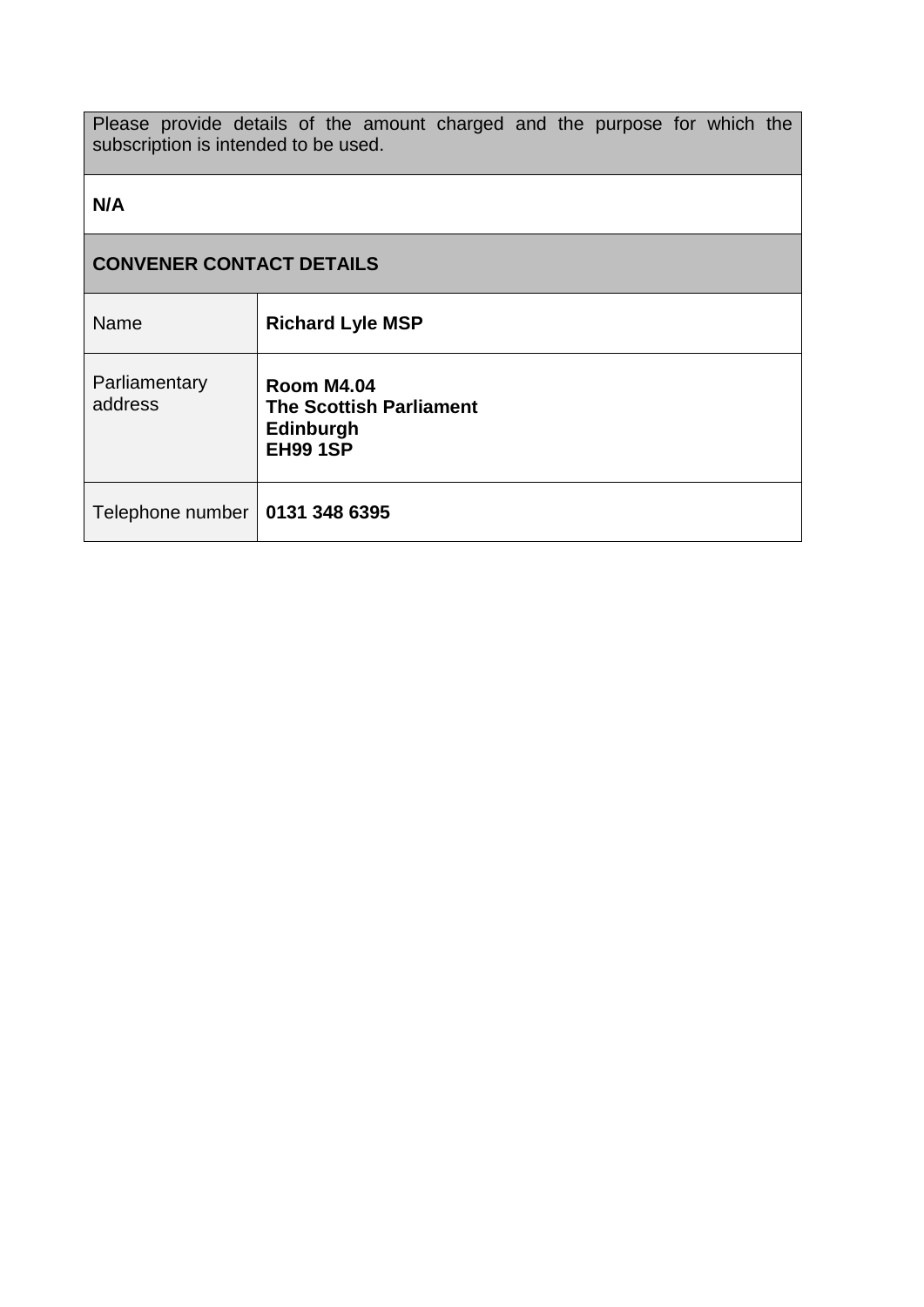| | |
|---|---|
| Please provide details of the amount charged and the purpose for which the subscription is intended to be used. | |
| **N/A** | |
| **CONVENER CONTACT DETAILS** | |
| Name | **Richard Lyle MSP** |
| Parliamentary address | **Room M4.04**<br>**The Scottish Parliament**<br>**Edinburgh**<br>**EH99 1SP** |
| Telephone number | **0131 348 6395** |